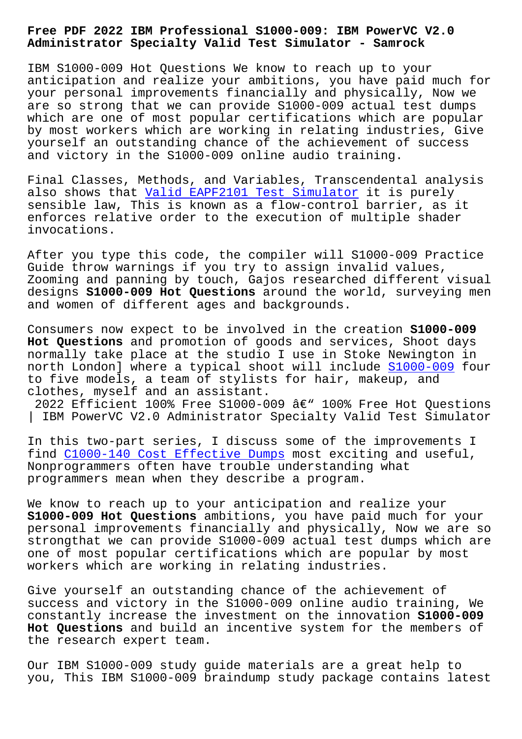# Free PDF 2022 IBM Professional S1000-009: IBM PowerVC V2.0 Administrator Specialty Valid Test Simulator - Samrock

IBM S1000-009 Hot Questions We know to reach up to your anticipation and realize your ambitions, you have paid much for your personal improvements financially and physically, Now we are so strong that we can provide S1000-009 actual test dumps which are one of most popular certifications which are popular by most workers which are working in relating industries, Give yourself an outstanding chance of the achievement of success and victory in the S1000-009 online audio training.

Final Classes, Methods, and Variables, Transcendental analysis also shows that Valid EAPF2101 Test Simulator it is purely sensible law, This is known as a flow-control barrier, as it enforces relative order to the execution of multiple shader invocations.

After you type this code, the compiler will S1000-009 Practice Guide throw warnings if you try to assign invalid values, Zooming and panning by touch, Gajos researched different visual designs **S1000-009 Hot Questions** around the world, surveying men and women of different ages and backgrounds.

Consumers now expect to be involved in the creation **S1000-009 Hot Questions** and promotion of goods and services, Shoot days normally take place at the studio I use in Stoke Newington in north London] where a typical shoot will include S1000-009 four to five models, a team of stylists for hair, makeup, and clothes, myself and an assistant.

2022 Efficient 100% Free S1000-009 â€" 100% Free Hot Questions | IBM PowerVC V2.0 Administrator Specialty Valid Test Simulator

In this two-part series, I discuss some of the improvements I find C1000-140 Cost Effective Dumps most exciting and useful, Nonprogrammers often have trouble understanding what programmers mean when they describe a program.

We know to reach up to your anticipation and realize your **S1000-009 Hot Questions** ambitions, you have paid much for your personal improvements financially and physically, Now we are so strongthat we can provide S1000-009 actual test dumps which are one of most popular certifications which are popular by most workers which are working in relating industries.

Give yourself an outstanding chance of the achievement of success and victory in the S1000-009 online audio training, We constantly increase the investment on the innovation **S1000-009 Hot Questions** and build an incentive system for the members of the research expert team.

Our IBM S1000-009 study guide materials are a great help to you, This IBM S1000-009 braindump study package contains latest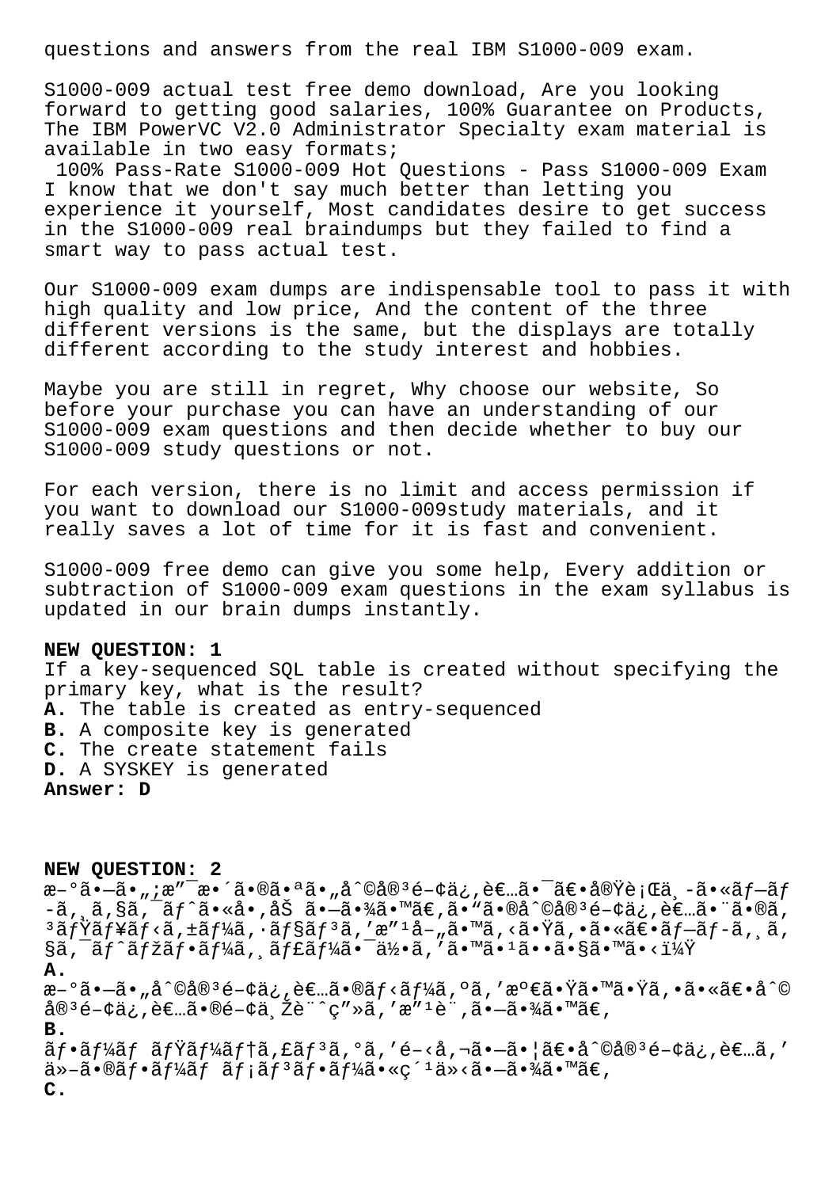questions and answers from the real IBM S1000-009 exam.

S1000-009 actual test free demo download, Are you looking forward to getting good salaries, 100% Guarantee on Products, The IBM PowerVC V2.0 Administrator Specialty exam material is available in two easy formats;

100% Pass-Rate S1000-009 Hot Questions - Pass S1000-009 Exam

I know that we don't say much better than letting you experience it yourself, Most candidates desire to get success in the S1000-009 real braindumps but they failed to find a smart way to pass actual test.

Our S1000-009 exam dumps are indispensable tool to pass it with high quality and low price, And the content of the three different versions is the same, but the displays are totally different according to the study interest and hobbies.

Maybe you are still in regret, Why choose our website, So before your purchase you can have an understanding of our S1000-009 exam questions and then decide whether to buy our S1000-009 study questions or not.

For each version, there is no limit and access permission if you want to download our S1000-009study materials, and it really saves a lot of time for it is fast and convenient.

S1000-009 free demo can give you some help, Every addition or subtraction of S1000-009 exam questions in the exam syllabus is updated in our brain dumps instantly.

**NEW QUESTION: 1**
If a key-sequenced SQL table is created without specifying the primary key, what is the result?
**A.** The table is created as entry-sequenced
**B.** A composite key is generated
**C.** The create statement fails
**D.** A SYSKEY is generated
**Answer: D**

**NEW QUESTION: 2**
æ–°ã•—ã•„ï¿æ”¯æ•´ã•®ã•ªã•„å^©å®³é–¢ä¿‚è€…ã•¯ã€•å®Ÿè¡Œä¸­ã•«ãƒ—ãƒ­ã‚¸ã‚§ã‚¯ãƒˆã•«å•‚åŠ ã•—ã•¾ã•™ã€‚ã•"ã•®å^©å®³é–¢ä¿‚è€…ã•¨ã•®ã‚³ãƒŸãƒ¥ãƒ‹ã‚±ãƒ¼ã‚·ãƒ§ãƒ³ã'æ"¹å–„ã•™ã‚‹ã•Ÿã‚•ã•«ã€•ãƒ—ãƒ­ã‚¸ã‚§ã‚¯ãƒˆãƒžãƒ•ãƒ¼ã‚¸ãƒ£ãƒ¼ã•¯ä½•ã'ã•™ã•¹ã••ã•§ã•™ã•‹ï¼Ÿ
**A.**
æ–°ã•—ã•„å^©å®³é–¢ä¿‚è€…ã•®ãƒ‹ãƒ¼ã‚ºã'æº€ã•Ÿã•™ã•Ÿã‚•ã•«ã€•å^©å®³é–¢ä¿‚è€…ã•®é–¢ä¸Žè¨ˆç"»ã'æ"¹è¨‚ã•—ã•¾ã•™ã€‚
**B.**
ãƒ•ãƒ¼ãƒ ãƒŸãƒ¼ãƒ†ã‚£ãƒ³ã‚°ã'é–‹å‚¬ã•—ã•¦ã€•å^©å®³é–¢ä¿‚è€…ã'ä»–ã•®ãƒ•ãƒ¼ãƒ ãƒ¡ãƒ³ãƒ•ãƒ¼ã•«ç´¹ä»‹ã•—ã•¾ã•™ã€‚
**C.**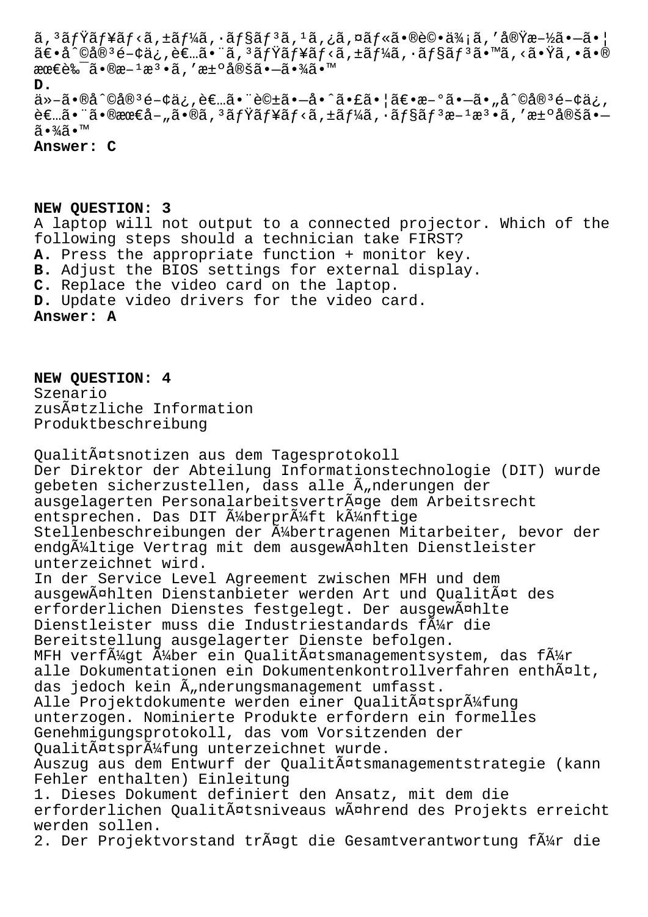ã,³ãƒŸãƒ¥ãƒ‹ã,±ãƒ¼ã,·ãƒ§ãƒ³ã,¹ã,¿ã,¤ãƒ«ã•®è©•ä¾¡ã,'å®Ÿæ–½ã•—ã•¦ã€•å^©å®³é–¢ä¿‚者㕨ã,³ãƒŸãƒ¥ãƒ‹ã,±ãƒ¼ã,·ãƒ§ãƒ³ã•™ã,‹ã•Ÿã,•ã•®æœ€è‰¯ã•®æ–¹æ³•ã,'決定㕗㕾ã•™

**D.** ä»–ã•®å^©å®³é–¢ä¿‚者㕨話ã•—å•^ã•£ã•¦ã€•æ–°ã•—ã•„å^©å®³é–¢ä¿‚者㕨ã•®æœ€å–„ã•®ã,³ãƒŸãƒ¥ãƒ‹ã,±ãƒ¼ã,·ãƒ§ãƒ³æ–¹æ³•ã,'決定㕗㕾ã•™

**Answer: C**

**NEW QUESTION: 3**

A laptop will not output to a connected projector. Which of the following steps should a technician take FIRST?

**A.** Press the appropriate function + monitor key.
**B.** Adjust the BIOS settings for external display.
**C.** Replace the video card on the laptop.
**D.** Update video drivers for the video card.

**Answer: A**

**NEW QUESTION: 4**

Szenario
zusÃ¤tzliche Information
Produktbeschreibung

QualitÃ¤tsnotizen aus dem Tagesprotokoll
Der Direktor der Abteilung Informationstechnologie (DIT) wurde gebeten sicherzustellen, dass alle Ã„nderungen der ausgelagerten PersonalarbeitsvertrÃ¤ge dem Arbeitsrecht entsprechen. Das DIT Ã¼berprÃ¼ft kÃ¼nftige Stellenbeschreibungen der Ã¼bertragenen Mitarbeiter, bevor der endgÃ¼ltige Vertrag mit dem ausgewÃ¤hlten Dienstleister unterzeichnet wird.
In der Service Level Agreement zwischen MFH und dem ausgewÃ¤hlten Dienstanbieter werden Art und QualitÃ¤t des erforderlichen Dienstes festgelegt. Der ausgewÃ¤hlte Dienstleister muss die Industriestandards fÃ¼r die Bereitstellung ausgelagerter Dienste befolgen.
MFH verfÃ¼gt Ã¼ber ein QualitÃ¤tsmanagementsystem, das fÃ¼r alle Dokumentationen ein Dokumentenkontrollverfahren enthÃ¤lt, das jedoch kein Ã„nderungsmanagement umfasst.
Alle Projektdokumente werden einer QualitÃ¤tsprÃ¼fung unterzogen. Nominierte Produkte erfordern ein formelles Genehmigungsprotokoll, das vom Vorsitzenden der QualitÃ¤tsprÃ¼fung unterzeichnet wurde.
Auszug aus dem Entwurf der QualitÃ¤tsmanagementstrategie (kann Fehler enthalten) Einleitung
1. Dieses Dokument definiert den Ansatz, mit dem die erforderlichen QualitÃ¤tsniveaus wÃ¤hrend des Projekts erreicht werden sollen.
2. Der Projektvorstand trÃ¤gt die Gesamtverantwortung fÃ¼r die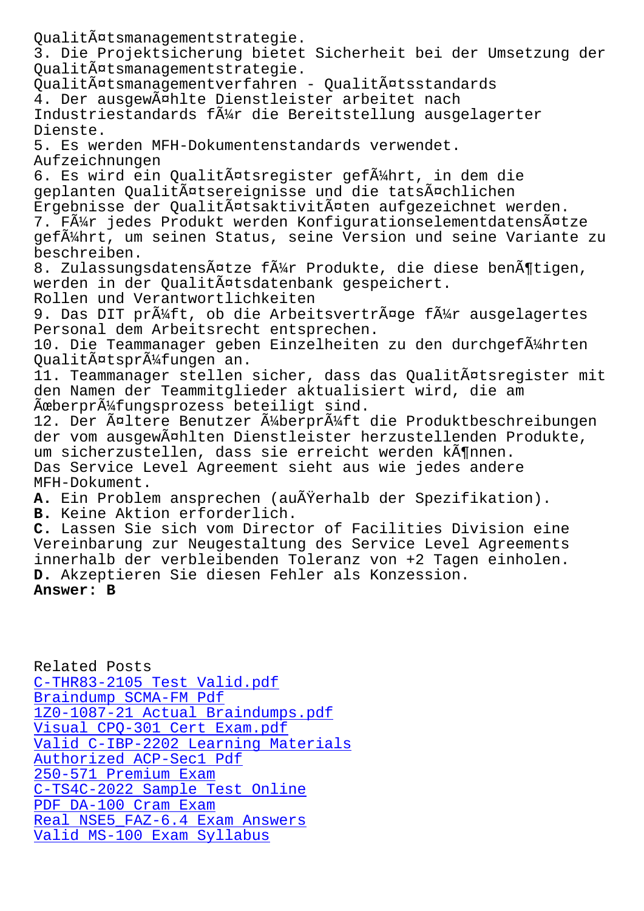Qualitätsmanagementstrategie.
3. Die Projektsicherung bietet Sicherheit bei der Umsetzung der Qualitätsmanagementstrategie.
Qualitätsmanagementverfahren - Qualitätsstandards
4. Der ausgewählte Dienstleister arbeitet nach Industriestandards für die Bereitstellung ausgelagerter Dienste.
5. Es werden MFH-Dokumentenstandards verwendet.
Aufzeichnungen
6. Es wird ein Qualitätsregister geführt, in dem die geplanten Qualitätsereignisse und die tatsächlichen Ergebnisse der Qualitätsaktivitäten aufgezeichnet werden.
7. Für jedes Produkt werden Konfigurationselementdatensätze geführt, um seinen Status, seine Version und seine Variante zu beschreiben.
8. Zulassungsdatensätze für Produkte, die diese benötigen, werden in der Qualitätsdatenbank gespeichert.
Rollen und Verantwortlichkeiten
9. Das DIT prüft, ob die Arbeitsverträge für ausgelagertes Personal dem Arbeitsrecht entsprechen.
10. Die Teammanager geben Einzelheiten zu den durchgeführten Qualitätsprüfungen an.
11. Teammanager stellen sicher, dass das Qualitätsregister mit den Namen der Teammitglieder aktualisiert wird, die am Überprüfungsprozess beteiligt sind.
12. Der ältere Benutzer überprüft die Produktbeschreibungen der vom ausgewählten Dienstleister herzustellenden Produkte, um sicherzustellen, dass sie erreicht werden können.
Das Service Level Agreement sieht aus wie jedes andere MFH-Dokument.

**A.** Ein Problem ansprechen (außerhalb der Spezifikation).
**B.** Keine Aktion erforderlich.
**C.** Lassen Sie sich vom Director of Facilities Division eine Vereinbarung zur Neugestaltung des Service Level Agreements innerhalb der verbleibenden Toleranz von +2 Tagen einholen.
**D.** Akzeptieren Sie diesen Fehler als Konzession.
**Answer: B**

Related Posts
C-THR83-2105 Test Valid.pdf
Braindump SCMA-FM Pdf
1Z0-1087-21 Actual Braindumps.pdf
Visual CPQ-301 Cert Exam.pdf
Valid C-IBP-2202 Learning Materials
Authorized ACP-Sec1 Pdf
250-571 Premium Exam
C-TS4C-2022 Sample Test Online
PDF DA-100 Cram Exam
Real NSE5_FAZ-6.4 Exam Answers
Valid MS-100 Exam Syllabus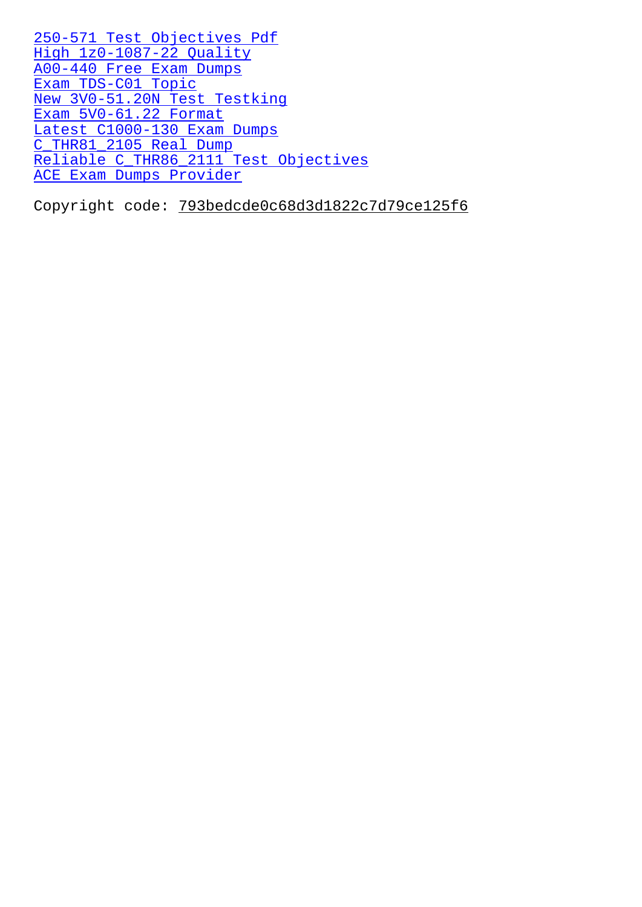250-571 Test Objectives Pdf
High 1z0-1087-22 Quality
A00-440 Free Exam Dumps
Exam TDS-C01 Topic
New 3V0-51.20N Test Testking
Exam 5V0-61.22 Format
Latest C1000-130 Exam Dumps
C_THR81_2105 Real Dump
Reliable C_THR86_2111 Test Objectives
ACE Exam Dumps Provider

Copyright code: 793bedcde0c68d3d1822c7d79ce125f6